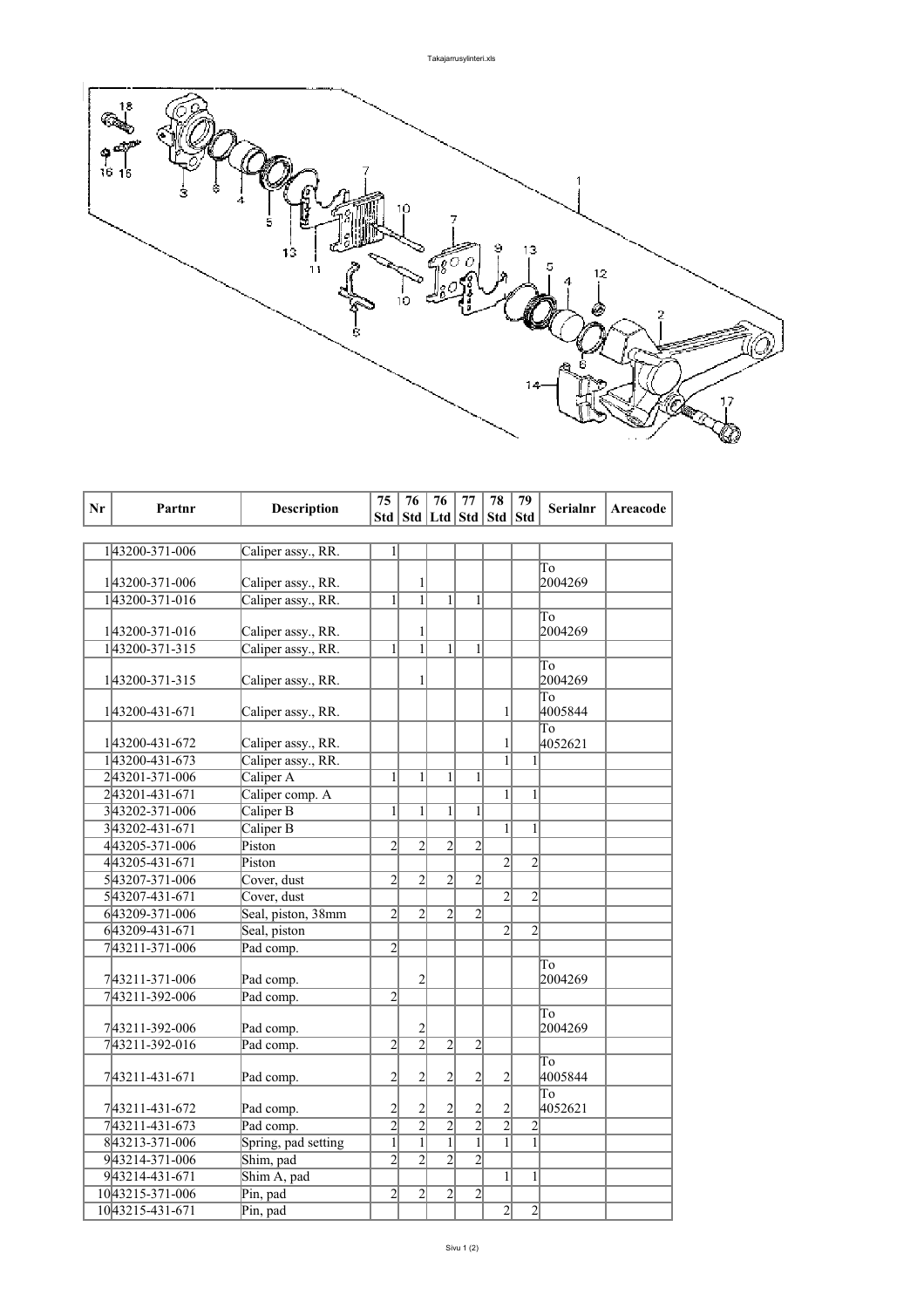| Nr | Partnr | Description | 75 Std | 76 Std | 76 Ltd | 77 Std | 78 Std | 79 Std | Serialnr | Areacode |
|---|---|---|---|---|---|---|---|---|---|---|
| 1 | 43200-371-006 | Caliper assy., RR. | 1 | | | | | | | |
| 1 | 43200-371-006 | Caliper assy., RR. | | 1 | | | | | To 2004269 | |
| 1 | 43200-371-016 | Caliper assy., RR. | 1 | 1 | 1 | 1 | | | | |
| 1 | 43200-371-016 | Caliper assy., RR. | | 1 | | | | | To 2004269 | |
| 1 | 43200-371-315 | Caliper assy., RR. | 1 | 1 | 1 | 1 | | | | |
| 1 | 43200-371-315 | Caliper assy., RR. | | 1 | | | | | To 2004269 | |
| 1 | 43200-431-671 | Caliper assy., RR. | | | | | 1 | | To 4005844 | |
| 1 | 43200-431-672 | Caliper assy., RR. | | | | | 1 | | To 4052621 | |
| 1 | 43200-431-673 | Caliper assy., RR. | | | | | 1 | 1 | | |
| 2 | 43201-371-006 | Caliper A | 1 | 1 | 1 | 1 | | | | |
| 2 | 43201-431-671 | Caliper comp. A | | | | | 1 | 1 | | |
| 3 | 43202-371-006 | Caliper B | 1 | 1 | 1 | 1 | | | | |
| 3 | 43202-431-671 | Caliper B | | | | | 1 | 1 | | |
| 4 | 43205-371-006 | Piston | 2 | 2 | 2 | 2 | | | | |
| 4 | 43205-431-671 | Piston | | | | | 2 | 2 | | |
| 5 | 43207-371-006 | Cover, dust | 2 | 2 | 2 | 2 | | | | |
| 5 | 43207-431-671 | Cover, dust | | | | | 2 | 2 | | |
| 6 | 43209-371-006 | Seal, piston, 38mm | 2 | 2 | 2 | 2 | | | | |
| 6 | 43209-431-671 | Seal, piston | | | | | 2 | 2 | | |
| 7 | 43211-371-006 | Pad comp. | 2 | | | | | | | |
| 7 | 43211-371-006 | Pad comp. | | 2 | | | | | To 2004269 | |
| 7 | 43211-392-006 | Pad comp. | 2 | | | | | | | |
| 7 | 43211-392-006 | Pad comp. | | 2 | | | | | To 2004269 | |
| 7 | 43211-392-016 | Pad comp. | 2 | 2 | 2 | 2 | | | | |
| 7 | 43211-431-671 | Pad comp. | 2 | 2 | 2 | 2 | 2 | | To 4005844 | |
| 7 | 43211-431-672 | Pad comp. | 2 | 2 | 2 | 2 | 2 | | To 4052621 | |
| 7 | 43211-431-673 | Pad comp. | 2 | 2 | 2 | 2 | 2 | 2 | | |
| 8 | 43213-371-006 | Spring, pad setting | 1 | 1 | 1 | 1 | 1 | 1 | | |
| 9 | 43214-371-006 | Shim, pad | 2 | 2 | 2 | 2 | | | | |
| 9 | 43214-431-671 | Shim A, pad | | | | | 1 | 1 | | |
| 10 | 43215-371-006 | Pin, pad | 2 | 2 | 2 | 2 | | | | |
| 10 | 43215-431-671 | Pin, pad | | | | | 2 | 2 | | |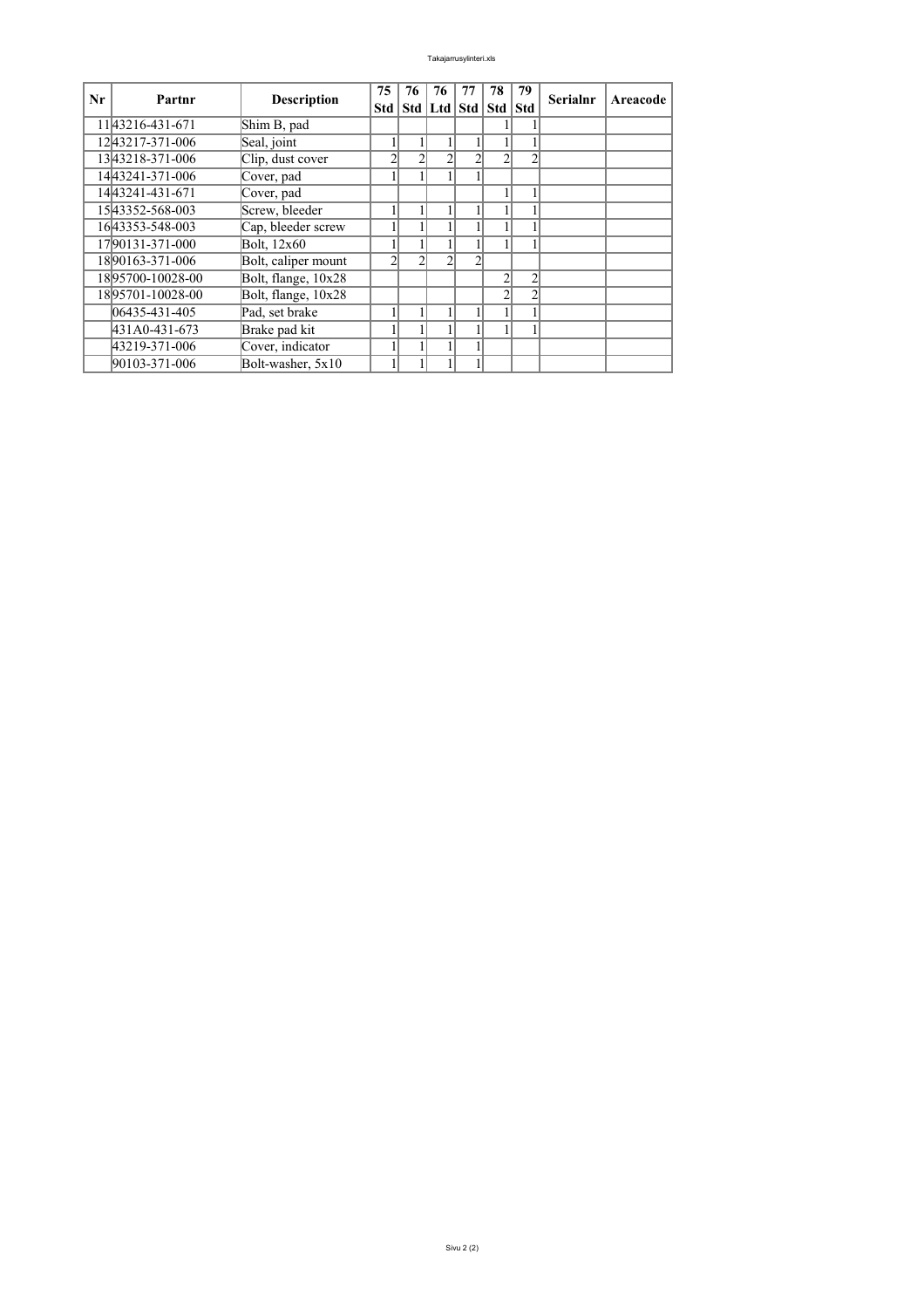| Nr | Partnr | Description | 75 Std | 76 Std | 76 Ltd | 77 Std | 78 Std | 79 Std | Serialnr | Areacode |
|---|---|---|---|---|---|---|---|---|---|---|
| 11 | 43216-431-671 | Shim B, pad | | | | | 1 | 1 | | |
| 12 | 43217-371-006 | Seal, joint | 1 | 1 | 1 | 1 | 1 | 1 | | |
| 13 | 43218-371-006 | Clip, dust cover | 2 | 2 | 2 | 2 | 2 | 2 | | |
| 14 | 43241-371-006 | Cover, pad | 1 | 1 | 1 | 1 | | | | |
| 14 | 43241-431-671 | Cover, pad | | | | | 1 | 1 | | |
| 15 | 43352-568-003 | Screw, bleeder | 1 | 1 | 1 | 1 | 1 | 1 | | |
| 16 | 43353-548-003 | Cap, bleeder screw | 1 | 1 | 1 | 1 | 1 | 1 | | |
| 17 | 90131-371-000 | Bolt, 12x60 | 1 | 1 | 1 | 1 | 1 | 1 | | |
| 18 | 90163-371-006 | Bolt, caliper mount | 2 | 2 | 2 | 2 | | | | |
| 18 | 95700-10028-00 | Bolt, flange, 10x28 | | | | | 2 | 2 | | |
| 18 | 95701-10028-00 | Bolt, flange, 10x28 | | | | | 2 | 2 | | |
| | 06435-431-405 | Pad, set brake | 1 | 1 | 1 | 1 | 1 | 1 | | |
| | 431A0-431-673 | Brake pad kit | 1 | 1 | 1 | 1 | 1 | 1 | | |
| | 43219-371-006 | Cover, indicator | 1 | 1 | 1 | 1 | | | | |
| | 90103-371-006 | Bolt-washer, 5x10 | 1 | 1 | 1 | 1 | | | | |